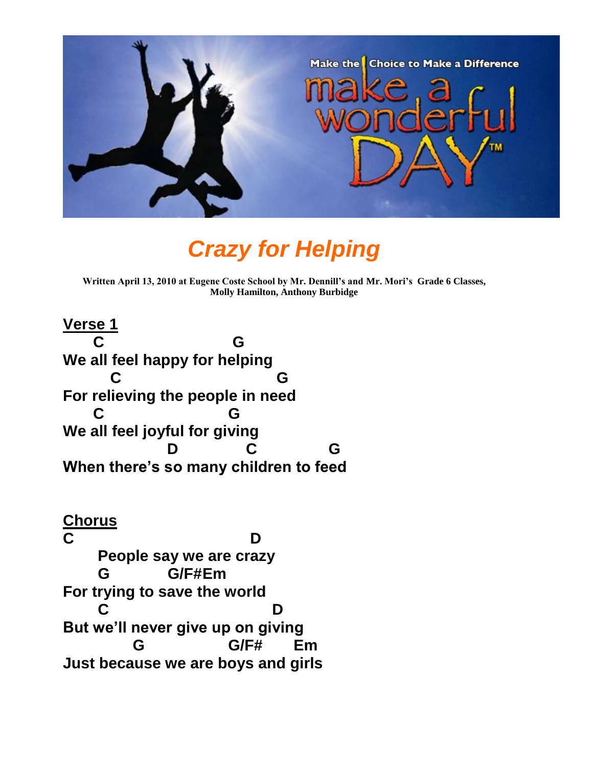Make the Choice to Make a Difference

make a wonderful DAY™

# *Crazy for Helping*

**Written April 13, 2010 at Eugene Coste School by Mr. Dennill's and Mr. Mori's Grade 6 Classes, Molly Hamilton, Anthony Burbidge**

## Verse 1

```
    C                    G
We all feel happy for helping
      C                       G
For relieving the people in need
    C                   G
We all feel joyful for giving
                 D          C           G
When there's so many children to feed
```

## Chorus

```
C                              D
     People say we are crazy
     G          G/F#Em
For trying to save the world
     C                          D
But we'll never give up on giving
          G              G/F#      Em
Just because we are boys and girls
```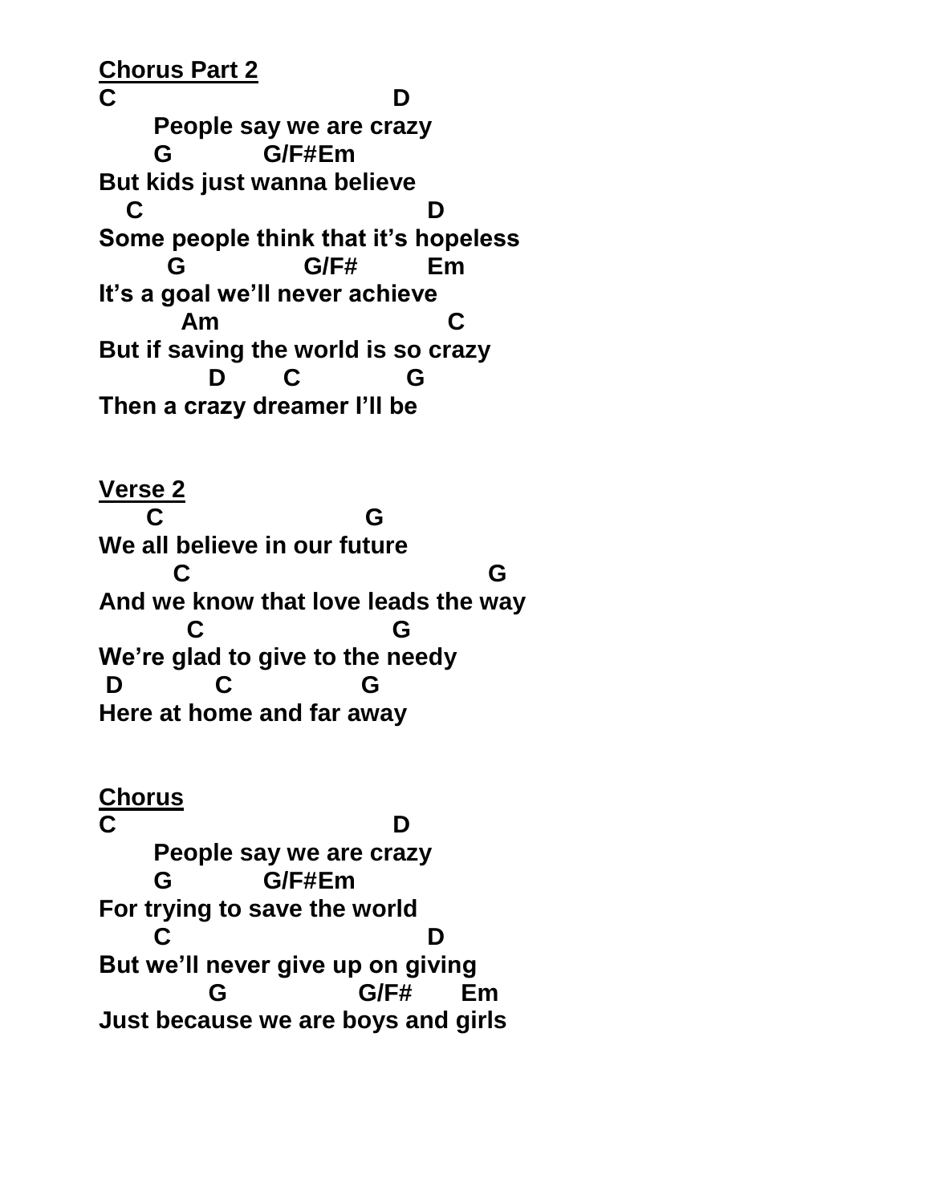**Chorus Part 2**

```
C                              D
      People say we are crazy
      G           G/F#Em
But kids just wanna believe
   C                               D
Some people think that it's hopeless
       G              G/F#        Em
It's a goal we'll never achieve
         Am                          C
But if saving the world is so crazy
            D       C            G
Then a crazy dreamer I'll be
```

**Verse 2**

```
     C                     G
We all believe in our future
        C                              G
And we know that love leads the way
         C                  G
We're glad to give to the needy
 D           C              G
Here at home and far away
```

**Chorus**

```
C                              D
      People say we are crazy
      G           G/F#Em
For trying to save the world
      C                            D
But we'll never give up on giving
            G              G/F#      Em
Just because we are boys and girls
```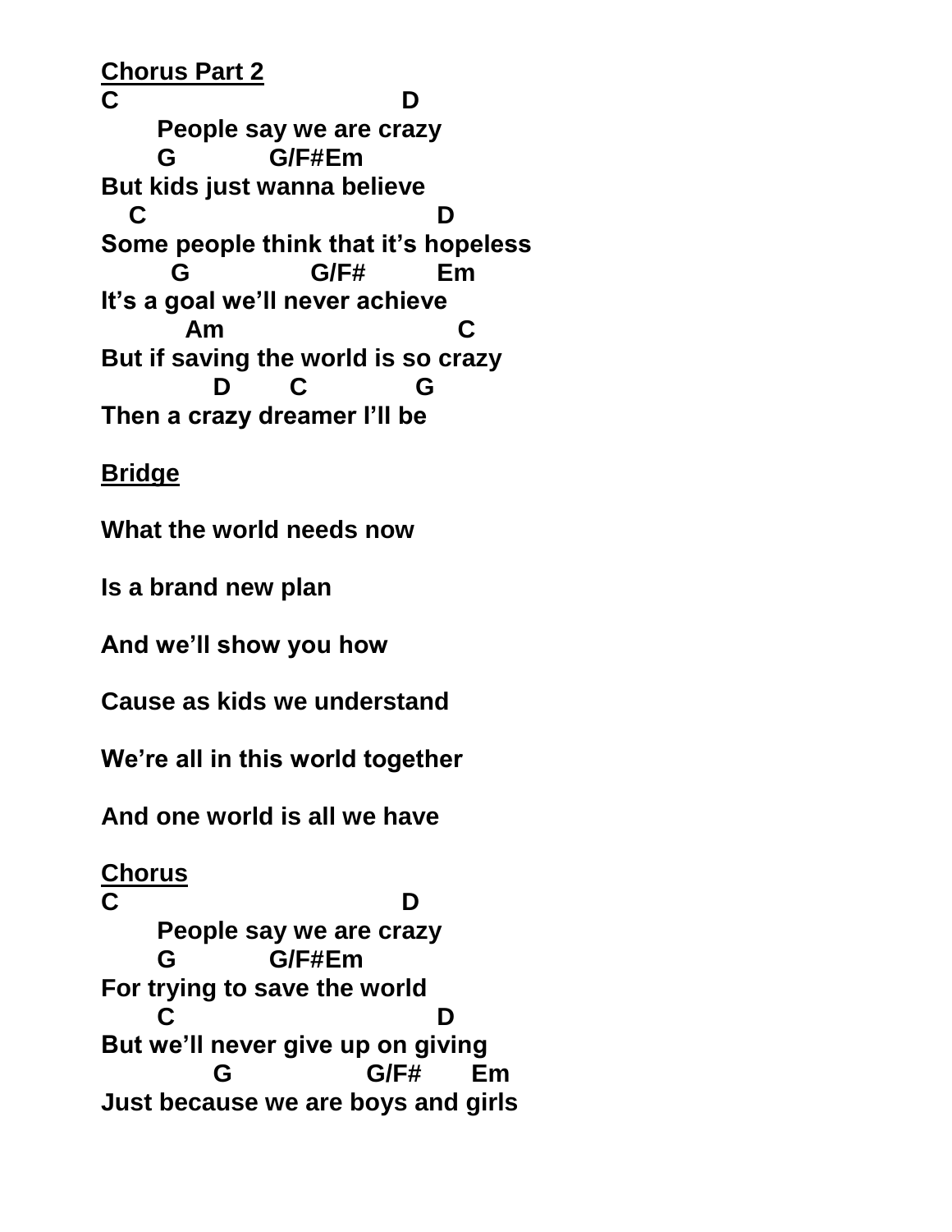**Chorus Part 2**

```
C                              D
      People say we are crazy
      G           G/F#Em
But kids just wanna believe
   C                              D
Some people think that it's hopeless
       G              G/F#         Em
It's a goal we'll never achieve
        Am                          C
But if saving the world is so crazy
           D       C             G
Then a crazy dreamer I'll be
```

**Bridge**

What the world needs now

Is a brand new plan

And we'll show you how

Cause as kids we understand

We're all in this world together

And one world is all we have

**Chorus**

```
C                              D
      People say we are crazy
      G           G/F#Em
For trying to save the world
      C                           D
But we'll never give up on giving
           G               G/F#      Em
Just because we are boys and girls
```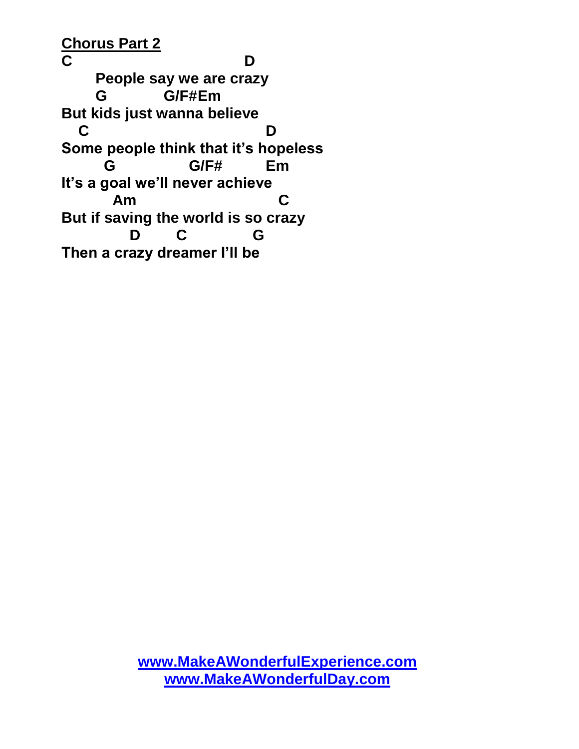## Chorus Part 2

```
C                           D
     People say we are crazy
     G          G/F#Em
But kids just wanna believe
  C                              D
Some people think that it's hopeless
       G              G/F#        Em
It's a goal we'll never achieve
        Am                         C
But if saving the world is so crazy
          D       C            G
Then a crazy dreamer I'll be
```

www.MakeAWonderfulExperience.com
www.MakeAWonderfulDay.com